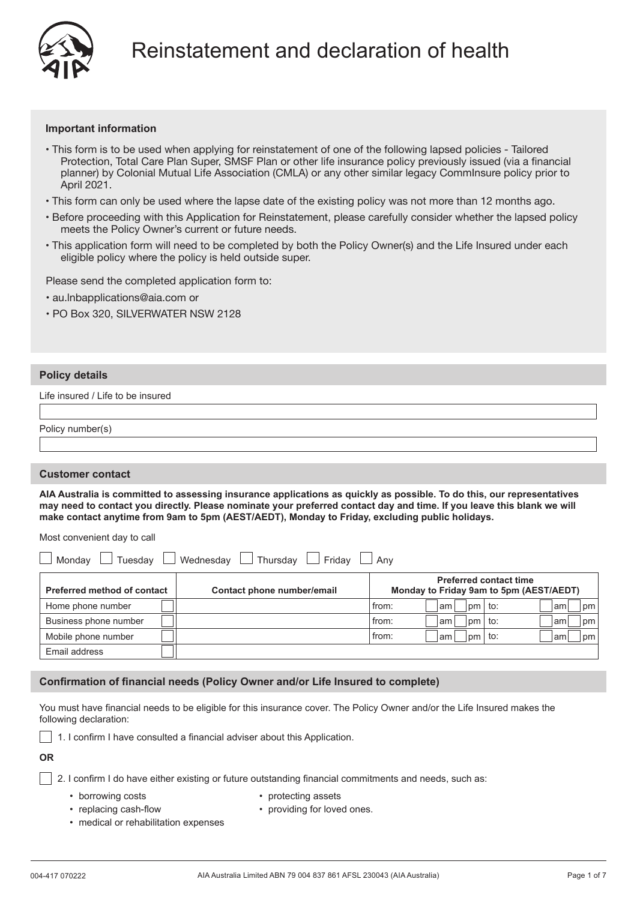# Reinstatement and declaration of health

**Important information**

- This form is to be used when applying for reinstatement of one of the following lapsed policies - Tailored Protection, Total Care Plan Super, SMSF Plan or other life insurance policy previously issued (via a financial planner) by Colonial Mutual Life Association (CMLA) or any other similar legacy CommInsure policy prior to April 2021.
- This form can only be used where the lapse date of the existing policy was not more than 12 months ago.
- Before proceeding with this Application for Reinstatement, please carefully consider whether the lapsed policy meets the Policy Owner's current or future needs.
- This application form will need to be completed by both the Policy Owner(s) and the Life Insured under each eligible policy where the policy is held outside super.

Please send the completed application form to:

- au.lnbapplications@aia.com or
- PO Box 320, SILVERWATER NSW 2128

## Policy details

Life insured / Life to be insured

Policy number(s)

## Customer contact

**AIA Australia is committed to assessing insurance applications as quickly as possible. To do this, our representatives may need to contact you directly. Please nominate your preferred contact day and time. If you leave this blank we will make contact anytime from 9am to 5pm (AEST/AEDT), Monday to Friday, excluding public holidays.**

Most convenient day to call

☐ Monday ☐ Tuesday ☐ Wednesday ☐ Thursday ☐ Friday ☐ Any

| Preferred method of contact | Contact phone number/email | Preferred contact time Monday to Friday 9am to 5pm (AEST/AEDT) |
|---|---|---|
| Home phone number ☐ | | from: ☐ am ☐ pm to: ☐ am ☐ pm |
| Business phone number ☐ | | from: ☐ am ☐ pm to: ☐ am ☐ pm |
| Mobile phone number ☐ | | from: ☐ am ☐ pm to: ☐ am ☐ pm |
| Email address ☐ | | |

## Confirmation of financial needs (Policy Owner and/or Life Insured to complete)

You must have financial needs to be eligible for this insurance cover. The Policy Owner and/or the Life Insured makes the following declaration:

☐ 1. I confirm I have consulted a financial adviser about this Application.

**OR**

☐ 2. I confirm I do have either existing or future outstanding financial commitments and needs, such as:

- borrowing costs
- replacing cash-flow
- medical or rehabilitation expenses
- protecting assets
- providing for loved ones.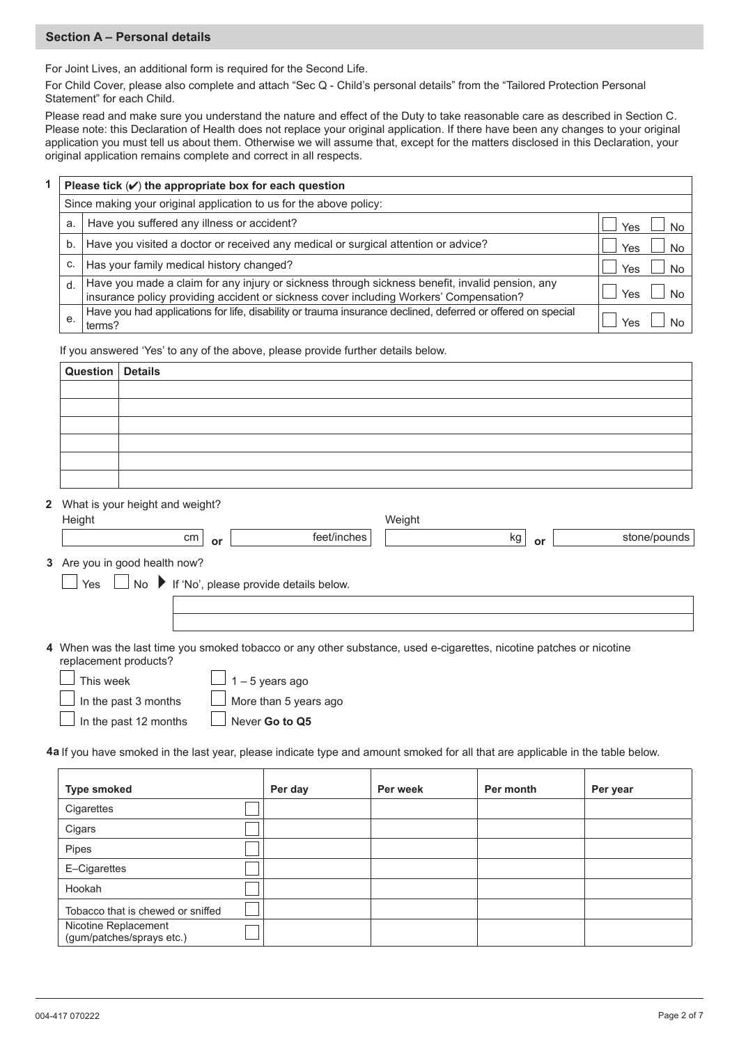## Section A – Personal details

For Joint Lives, an additional form is required for the Second Life.

For Child Cover, please also complete and attach "Sec Q - Child's personal details" from the "Tailored Protection Personal Statement" for each Child.

Please read and make sure you understand the nature and effect of the Duty to take reasonable care as described in Section C. Please note: this Declaration of Health does not replace your original application. If there have been any changes to your original application you must tell us about them. Otherwise we will assume that, except for the matters disclosed in this Declaration, your original application remains complete and correct in all respects.

**1**

| | **Please tick (✔) the appropriate box for each question** | |
|---|---|---|
| | Since making your original application to us for the above policy: | |
| a. | Have you suffered any illness or accident? | ☐ Yes ☐ No |
| b. | Have you visited a doctor or received any medical or surgical attention or advice? | ☐ Yes ☐ No |
| c. | Has your family medical history changed? | ☐ Yes ☐ No |
| d. | Have you made a claim for any injury or sickness through sickness benefit, invalid pension, any insurance policy providing accident or sickness cover including Workers' Compensation? | ☐ Yes ☐ No |
| e. | Have you had applications for life, disability or trauma insurance declined, deferred or offered on special terms? | ☐ Yes ☐ No |

If you answered 'Yes' to any of the above, please provide further details below.

| **Question** | **Details** |
|---|---|
| | |
| | |
| | |
| | |
| | |
| | |

**2** What is your height and weight?

Height: ______ cm **or** ______ feet/inches

Weight: ______ kg **or** ______ stone/pounds

**3** Are you in good health now?

☐ Yes ☐ No ▶ If 'No', please provide details below.

______________________________

______________________________

**4** When was the last time you smoked tobacco or any other substance, used e-cigarettes, nicotine patches or nicotine replacement products?

- ☐ This week
- ☐ In the past 3 months
- ☐ In the past 12 months
- ☐ 1 – 5 years ago
- ☐ More than 5 years ago
- ☐ Never **Go to Q5**

**4a** If you have smoked in the last year, please indicate type and amount smoked for all that are applicable in the table below.

| **Type smoked** | | **Per day** | **Per week** | **Per month** | **Per year** |
|---|---|---|---|---|---|
| Cigarettes | ☐ | | | | |
| Cigars | ☐ | | | | |
| Pipes | ☐ | | | | |
| E–Cigarettes | ☐ | | | | |
| Hookah | ☐ | | | | |
| Tobacco that is chewed or sniffed | ☐ | | | | |
| Nicotine Replacement (gum/patches/sprays etc.) | ☐ | | | | |

004-417 070222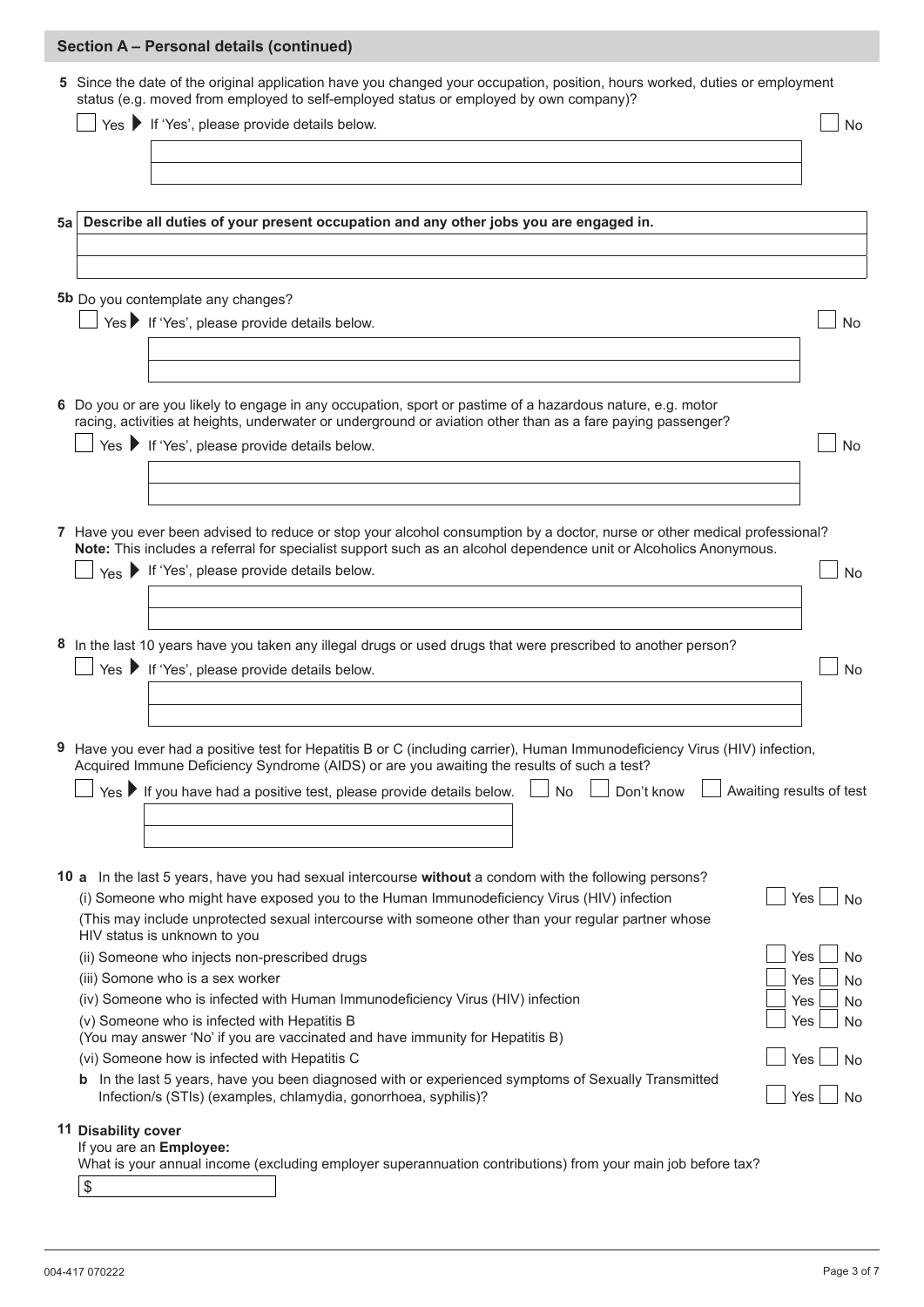## Section A – Personal details (continued)

**5** Since the date of the original application have you changed your occupation, position, hours worked, duties or employment status (e.g. moved from employed to self-employed status or employed by own company)?

☐ Yes ▶ If 'Yes', please provide details below. ☐ No

**5a** **Describe all duties of your present occupation and any other jobs you are engaged in.**

**5b** Do you contemplate any changes?

☐ Yes ▶ If 'Yes', please provide details below. ☐ No

**6** Do you or are you likely to engage in any occupation, sport or pastime of a hazardous nature, e.g. motor racing, activities at heights, underwater or underground or aviation other than as a fare paying passenger?

☐ Yes ▶ If 'Yes', please provide details below. ☐ No

**7** Have you ever been advised to reduce or stop your alcohol consumption by a doctor, nurse or other medical professional?
**Note:** This includes a referral for specialist support such as an alcohol dependence unit or Alcoholics Anonymous.

☐ Yes ▶ If 'Yes', please provide details below. ☐ No

**8** In the last 10 years have you taken any illegal drugs or used drugs that were prescribed to another person?

☐ Yes ▶ If 'Yes', please provide details below. ☐ No

**9** Have you ever had a positive test for Hepatitis B or C (including carrier), Human Immunodeficiency Virus (HIV) infection, Acquired Immune Deficiency Syndrome (AIDS) or are you awaiting the results of such a test?

☐ Yes ▶ If you have had a positive test, please provide details below. ☐ No ☐ Don't know ☐ Awaiting results of test

**10 a** In the last 5 years, have you had sexual intercourse **without** a condom with the following persons?

(i) Someone who might have exposed you to the Human Immunodeficiency Virus (HIV) infection ☐ Yes ☐ No
(This may include unprotected sexual intercourse with someone other than your regular partner whose HIV status is unknown to you

(ii) Someone who injects non-prescribed drugs ☐ Yes ☐ No

(iii) Somone who is a sex worker ☐ Yes ☐ No

(iv) Someone who is infected with Human Immunodeficiency Virus (HIV) infection ☐ Yes ☐ No

(v) Someone who is infected with Hepatitis B ☐ Yes ☐ No
(You may answer 'No' if you are vaccinated and have immunity for Hepatitis B)

(vi) Someone how is infected with Hepatitis C ☐ Yes ☐ No

**b** In the last 5 years, have you been diagnosed with or experienced symptoms of Sexually Transmitted Infection/s (STIs) (examples, chlamydia, gonorrhoea, syphilis)? ☐ Yes ☐ No

**11 Disability cover**

If you are an **Employee:**

What is your annual income (excluding employer superannuation contributions) from your main job before tax?

$

004-417 070222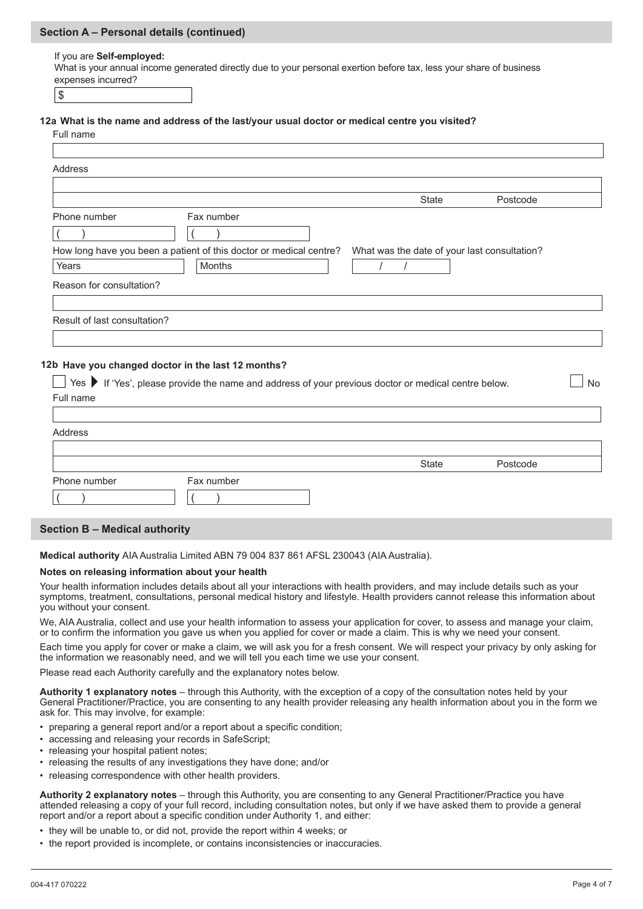## Section A – Personal details (continued)

If you are **Self-employed:**

What is your annual income generated directly due to your personal exertion before tax, less your share of business expenses incurred?

$

**12a What is the name and address of the last/your usual doctor or medical centre you visited?**

Full name

Address

State Postcode

Phone number ( )

Fax number ( )

How long have you been a patient of this doctor or medical centre? Years Months

What was the date of your last consultation? / /

Reason for consultation?

Result of last consultation?

**12b Have you changed doctor in the last 12 months?**

☐ Yes ▶ If 'Yes', please provide the name and address of your previous doctor or medical centre below. ☐ No

Full name

Address

State Postcode

Phone number ( )

Fax number ( )

## Section B – Medical authority

**Medical authority** AIA Australia Limited ABN 79 004 837 861 AFSL 230043 (AIA Australia).

**Notes on releasing information about your health**

Your health information includes details about all your interactions with health providers, and may include details such as your symptoms, treatment, consultations, personal medical history and lifestyle. Health providers cannot release this information about you without your consent.

We, AIA Australia, collect and use your health information to assess your application for cover, to assess and manage your claim, or to confirm the information you gave us when you applied for cover or made a claim. This is why we need your consent.

Each time you apply for cover or make a claim, we will ask you for a fresh consent. We will respect your privacy by only asking for the information we reasonably need, and we will tell you each time we use your consent.

Please read each Authority carefully and the explanatory notes below.

**Authority 1 explanatory notes** – through this Authority, with the exception of a copy of the consultation notes held by your General Practitioner/Practice, you are consenting to any health provider releasing any health information about you in the form we ask for. This may involve, for example:

- preparing a general report and/or a report about a specific condition;
- accessing and releasing your records in SafeScript;
- releasing your hospital patient notes;
- releasing the results of any investigations they have done; and/or
- releasing correspondence with other health providers.

**Authority 2 explanatory notes** – through this Authority, you are consenting to any General Practitioner/Practice you have attended releasing a copy of your full record, including consultation notes, but only if we have asked them to provide a general report and/or a report about a specific condition under Authority 1, and either:

- they will be unable to, or did not, provide the report within 4 weeks; or
- the report provided is incomplete, or contains inconsistencies or inaccuracies.

004-417 070222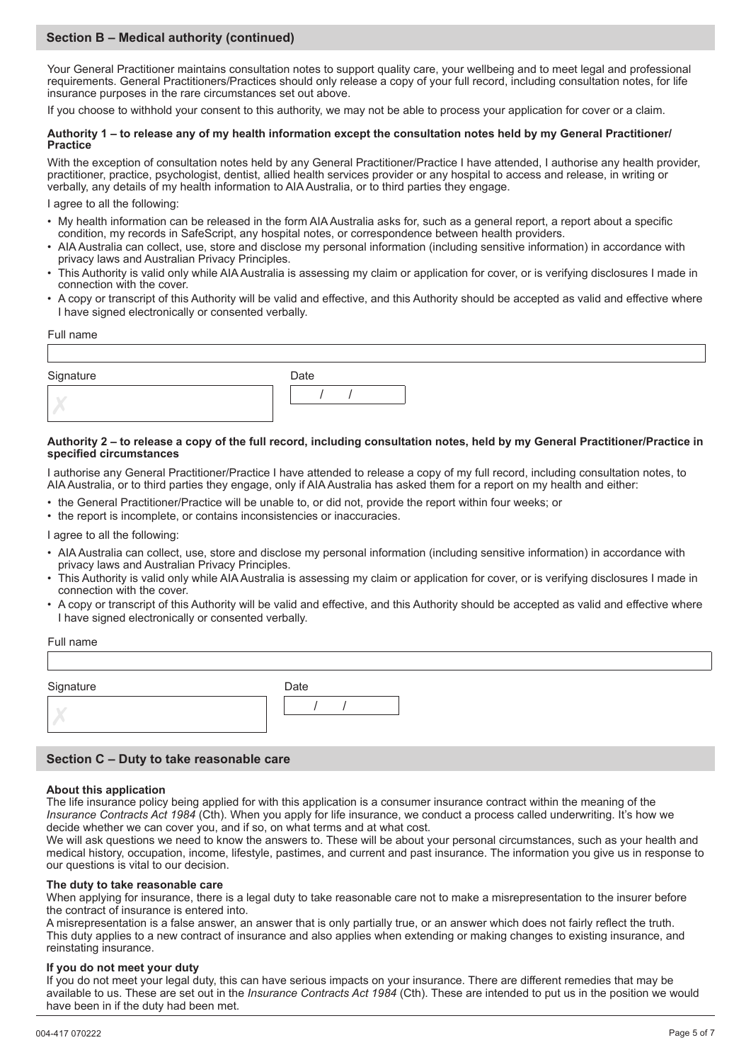## Section B – Medical authority (continued)

Your General Practitioner maintains consultation notes to support quality care, your wellbeing and to meet legal and professional requirements. General Practitioners/Practices should only release a copy of your full record, including consultation notes, for life insurance purposes in the rare circumstances set out above.

If you choose to withhold your consent to this authority, we may not be able to process your application for cover or a claim.

**Authority 1 – to release any of my health information except the consultation notes held by my General Practitioner/Practice**

With the exception of consultation notes held by any General Practitioner/Practice I have attended, I authorise any health provider, practitioner, practice, psychologist, dentist, allied health services provider or any hospital to access and release, in writing or verbally, any details of my health information to AIA Australia, or to third parties they engage.

I agree to all the following:

- My health information can be released in the form AIA Australia asks for, such as a general report, a report about a specific condition, my records in SafeScript, any hospital notes, or correspondence between health providers.
- AIA Australia can collect, use, store and disclose my personal information (including sensitive information) in accordance with privacy laws and Australian Privacy Principles.
- This Authority is valid only while AIA Australia is assessing my claim or application for cover, or is verifying disclosures I made in connection with the cover.
- A copy or transcript of this Authority will be valid and effective, and this Authority should be accepted as valid and effective where I have signed electronically or consented verbally.

Full name

Signature ✗

Date / /

**Authority 2 – to release a copy of the full record, including consultation notes, held by my General Practitioner/Practice in specified circumstances**

I authorise any General Practitioner/Practice I have attended to release a copy of my full record, including consultation notes, to AIA Australia, or to third parties they engage, only if AIA Australia has asked them for a report on my health and either:

- the General Practitioner/Practice will be unable to, or did not, provide the report within four weeks; or
- the report is incomplete, or contains inconsistencies or inaccuracies.

I agree to all the following:

- AIA Australia can collect, use, store and disclose my personal information (including sensitive information) in accordance with privacy laws and Australian Privacy Principles.
- This Authority is valid only while AIA Australia is assessing my claim or application for cover, or is verifying disclosures I made in connection with the cover.
- A copy or transcript of this Authority will be valid and effective, and this Authority should be accepted as valid and effective where I have signed electronically or consented verbally.

Full name

Signature ✗

Date / /

## Section C – Duty to take reasonable care

**About this application**

The life insurance policy being applied for with this application is a consumer insurance contract within the meaning of the *Insurance Contracts Act 1984* (Cth). When you apply for life insurance, we conduct a process called underwriting. It's how we decide whether we can cover you, and if so, on what terms and at what cost.

We will ask questions we need to know the answers to. These will be about your personal circumstances, such as your health and medical history, occupation, income, lifestyle, pastimes, and current and past insurance. The information you give us in response to our questions is vital to our decision.

**The duty to take reasonable care**

When applying for insurance, there is a legal duty to take reasonable care not to make a misrepresentation to the insurer before the contract of insurance is entered into.

A misrepresentation is a false answer, an answer that is only partially true, or an answer which does not fairly reflect the truth. This duty applies to a new contract of insurance and also applies when extending or making changes to existing insurance, and reinstating insurance.

**If you do not meet your duty**

If you do not meet your legal duty, this can have serious impacts on your insurance. There are different remedies that may be available to us. These are set out in the *Insurance Contracts Act 1984* (Cth). These are intended to put us in the position we would have been in if the duty had been met.

004-417 070222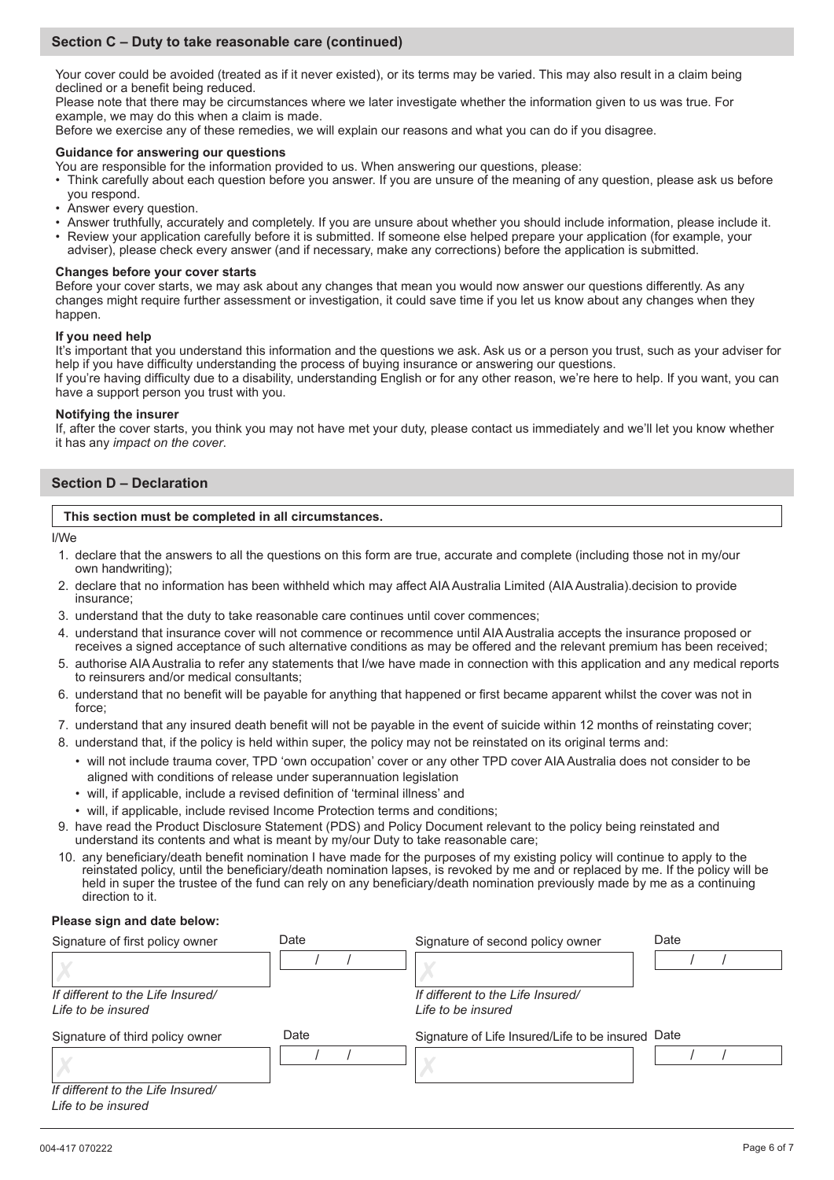## Section C – Duty to take reasonable care (continued)

Your cover could be avoided (treated as if it never existed), or its terms may be varied. This may also result in a claim being declined or a benefit being reduced.

Please note that there may be circumstances where we later investigate whether the information given to us was true. For example, we may do this when a claim is made.

Before we exercise any of these remedies, we will explain our reasons and what you can do if you disagree.

**Guidance for answering our questions**

You are responsible for the information provided to us. When answering our questions, please:

- Think carefully about each question before you answer. If you are unsure of the meaning of any question, please ask us before you respond.
- Answer every question.
- Answer truthfully, accurately and completely. If you are unsure about whether you should include information, please include it.
- Review your application carefully before it is submitted. If someone else helped prepare your application (for example, your adviser), please check every answer (and if necessary, make any corrections) before the application is submitted.

**Changes before your cover starts**

Before your cover starts, we may ask about any changes that mean you would now answer our questions differently. As any changes might require further assessment or investigation, it could save time if you let us know about any changes when they happen.

**If you need help**

It's important that you understand this information and the questions we ask. Ask us or a person you trust, such as your adviser for help if you have difficulty understanding the process of buying insurance or answering our questions.

If you're having difficulty due to a disability, understanding English or for any other reason, we're here to help. If you want, you can have a support person you trust with you.

**Notifying the insurer**

If, after the cover starts, you think you may not have met your duty, please contact us immediately and we'll let you know whether it has any *impact on the cover*.

## Section D – Declaration

**This section must be completed in all circumstances.**

I/We

1. declare that the answers to all the questions on this form are true, accurate and complete (including those not in my/our own handwriting);
2. declare that no information has been withheld which may affect AIA Australia Limited (AIA Australia).decision to provide insurance;
3. understand that the duty to take reasonable care continues until cover commences;
4. understand that insurance cover will not commence or recommence until AIA Australia accepts the insurance proposed or receives a signed acceptance of such alternative conditions as may be offered and the relevant premium has been received;
5. authorise AIA Australia to refer any statements that I/we have made in connection with this application and any medical reports to reinsurers and/or medical consultants;
6. understand that no benefit will be payable for anything that happened or first became apparent whilst the cover was not in force;
7. understand that any insured death benefit will not be payable in the event of suicide within 12 months of reinstating cover;
8. understand that, if the policy is held within super, the policy may not be reinstated on its original terms and:
   - will not include trauma cover, TPD 'own occupation' cover or any other TPD cover AIA Australia does not consider to be aligned with conditions of release under superannuation legislation
   - will, if applicable, include a revised definition of 'terminal illness' and
   - will, if applicable, include revised Income Protection terms and conditions;
9. have read the Product Disclosure Statement (PDS) and Policy Document relevant to the policy being reinstated and understand its contents and what is meant by my/our Duty to take reasonable care;
10. any beneficiary/death benefit nomination I have made for the purposes of my existing policy will continue to apply to the reinstated policy, until the beneficiary/death nomination lapses, is revoked by me and or replaced by me. If the policy will be held in super the trustee of the fund can rely on any beneficiary/death nomination previously made by me as a continuing direction to it.

**Please sign and date below:**

| Signature of first policy owner | Date | Signature of second policy owner | Date |
|---|---|---|---|
| ✗ | / / | ✗ | / / |
| *If different to the Life Insured/ Life to be insured* | | *If different to the Life Insured/ Life to be insured* | |
| **Signature of third policy owner** | **Date** | **Signature of Life Insured/Life to be insured** | **Date** |
| ✗ | / / | ✗ | / / |
| *If different to the Life Insured/ Life to be insured* | | | |

004-417 070222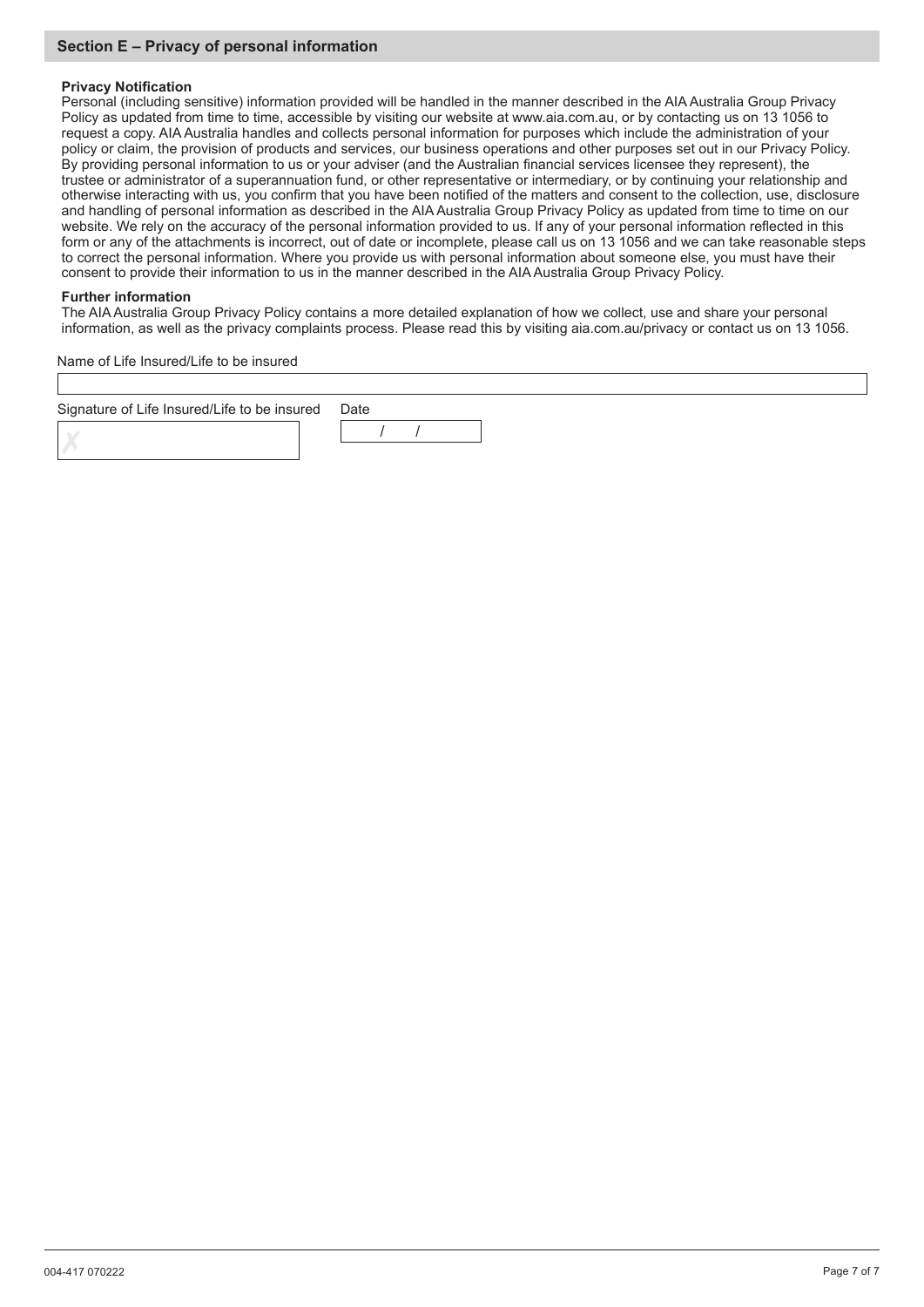## Section E – Privacy of personal information

**Privacy Notification**

Personal (including sensitive) information provided will be handled in the manner described in the AIA Australia Group Privacy Policy as updated from time to time, accessible by visiting our website at www.aia.com.au, or by contacting us on 13 1056 to request a copy. AIA Australia handles and collects personal information for purposes which include the administration of your policy or claim, the provision of products and services, our business operations and other purposes set out in our Privacy Policy. By providing personal information to us or your adviser (and the Australian financial services licensee they represent), the trustee or administrator of a superannuation fund, or other representative or intermediary, or by continuing your relationship and otherwise interacting with us, you confirm that you have been notified of the matters and consent to the collection, use, disclosure and handling of personal information as described in the AIA Australia Group Privacy Policy as updated from time to time on our website. We rely on the accuracy of the personal information provided to us. If any of your personal information reflected in this form or any of the attachments is incorrect, out of date or incomplete, please call us on 13 1056 and we can take reasonable steps to correct the personal information. Where you provide us with personal information about someone else, you must have their consent to provide their information to us in the manner described in the AIA Australia Group Privacy Policy.

**Further information**

The AIA Australia Group Privacy Policy contains a more detailed explanation of how we collect, use and share your personal information, as well as the privacy complaints process. Please read this by visiting aia.com.au/privacy or contact us on 13 1056.

Name of Life Insured/Life to be insured

\_\_\_\_\_\_\_\_\_\_\_\_\_\_\_\_\_\_\_\_\_\_\_\_\_\_\_\_\_\_

Signature of Life Insured/Life to be insured

✗ \_\_\_\_\_\_\_\_\_\_\_\_\_\_\_\_\_\_\_\_

Date

/ /

004-417 070222